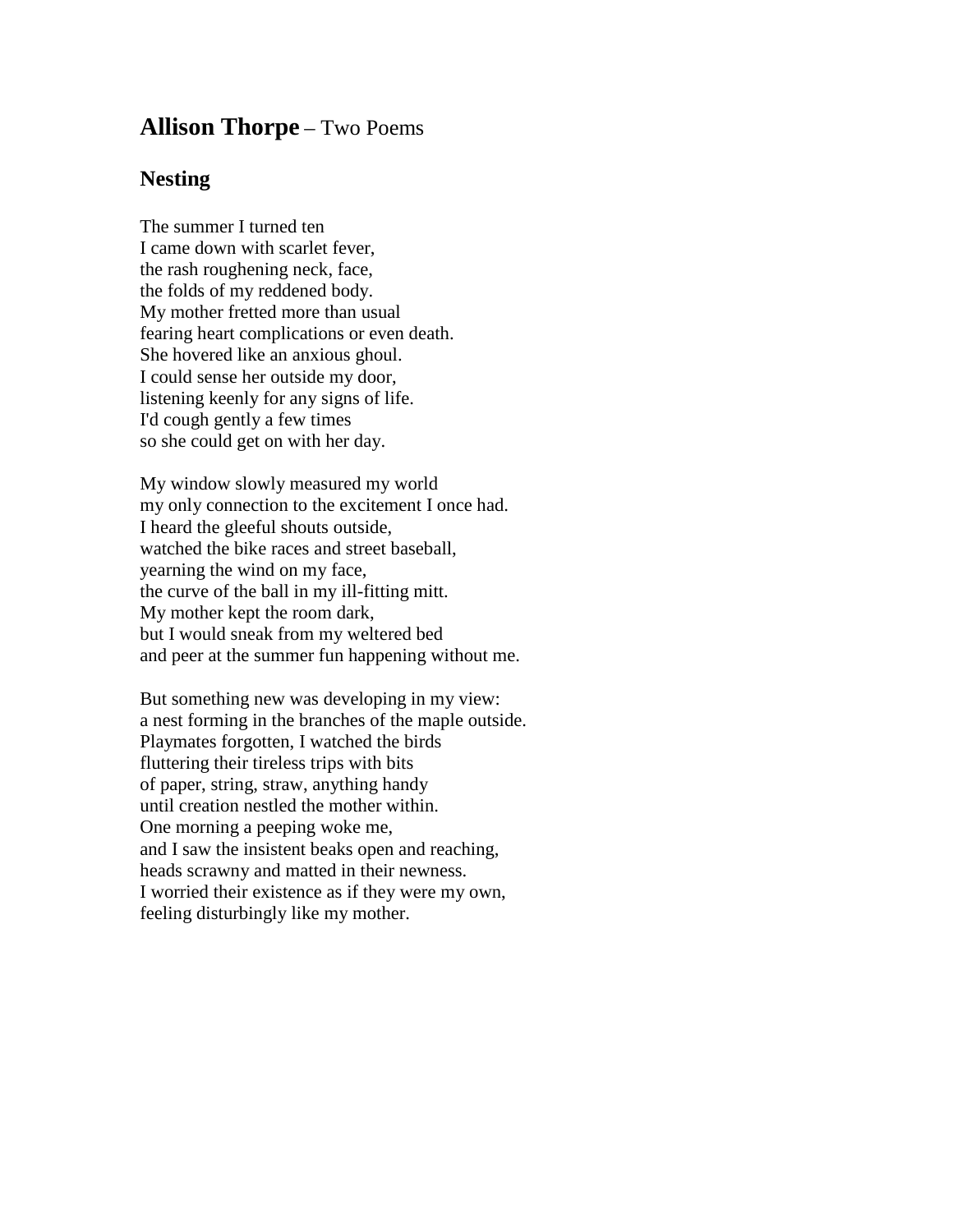## **Allison Thorpe** – Two Poems

### Nesting

The summer I turned ten  
I came down with scarlet fever,  
the rash roughening neck, face,  
the folds of my reddened body.  
My mother fretted more than usual  
fearing heart complications or even death.  
She hovered like an anxious ghoul.  
I could sense her outside my door,  
listening keenly for any signs of life.  
I'd cough gently a few times  
so she could get on with her day.

My window slowly measured my world  
my only connection to the excitement I once had.  
I heard the gleeful shouts outside,  
watched the bike races and street baseball,  
yearning the wind on my face,  
the curve of the ball in my ill-fitting mitt.  
My mother kept the room dark,  
but I would sneak from my weltered bed  
and peer at the summer fun happening without me.

But something new was developing in my view:  
a nest forming in the branches of the maple outside.  
Playmates forgotten, I watched the birds  
fluttering their tireless trips with bits  
of paper, string, straw, anything handy  
until creation nestled the mother within.  
One morning a peeping woke me,  
and I saw the insistent beaks open and reaching,  
heads scrawny and matted in their newness.  
I worried their existence as if they were my own,  
feeling disturbingly like my mother.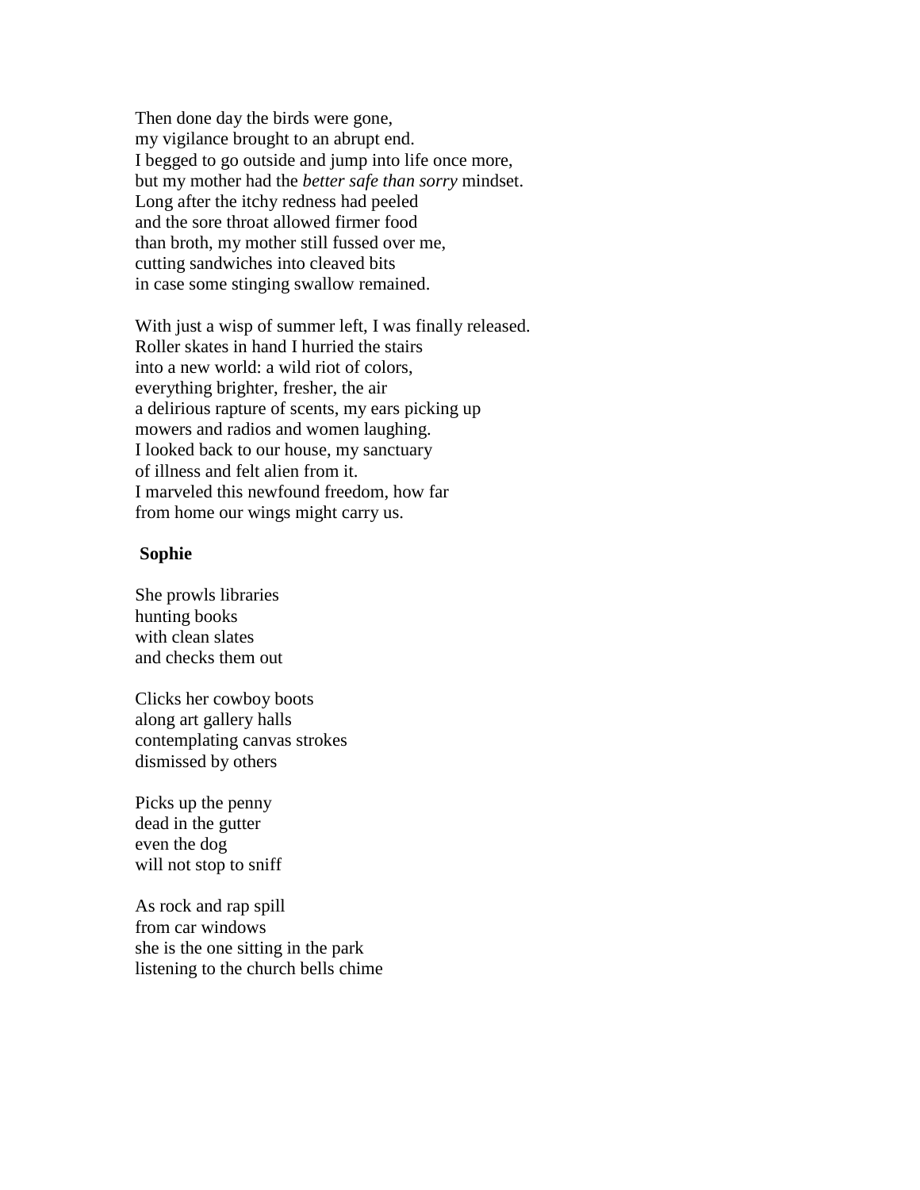Then done day the birds were gone,  
my vigilance brought to an abrupt end.  
I begged to go outside and jump into life once more,  
but my mother had the *better safe than sorry* mindset.  
Long after the itchy redness had peeled  
and the sore throat allowed firmer food  
than broth, my mother still fussed over me,  
cutting sandwiches into cleaved bits  
in case some stinging swallow remained.

With just a wisp of summer left, I was finally released.  
Roller skates in hand I hurried the stairs  
into a new world: a wild riot of colors,  
everything brighter, fresher, the air  
a delirious rapture of scents, my ears picking up  
mowers and radios and women laughing.  
I looked back to our house, my sanctuary  
of illness and felt alien from it.  
I marveled this newfound freedom, how far  
from home our wings might carry us.

**Sophie**

She prowls libraries  
hunting books  
with clean slates  
and checks them out

Clicks her cowboy boots  
along art gallery halls  
contemplating canvas strokes  
dismissed by others

Picks up the penny  
dead in the gutter  
even the dog  
will not stop to sniff

As rock and rap spill  
from car windows  
she is the one sitting in the park  
listening to the church bells chime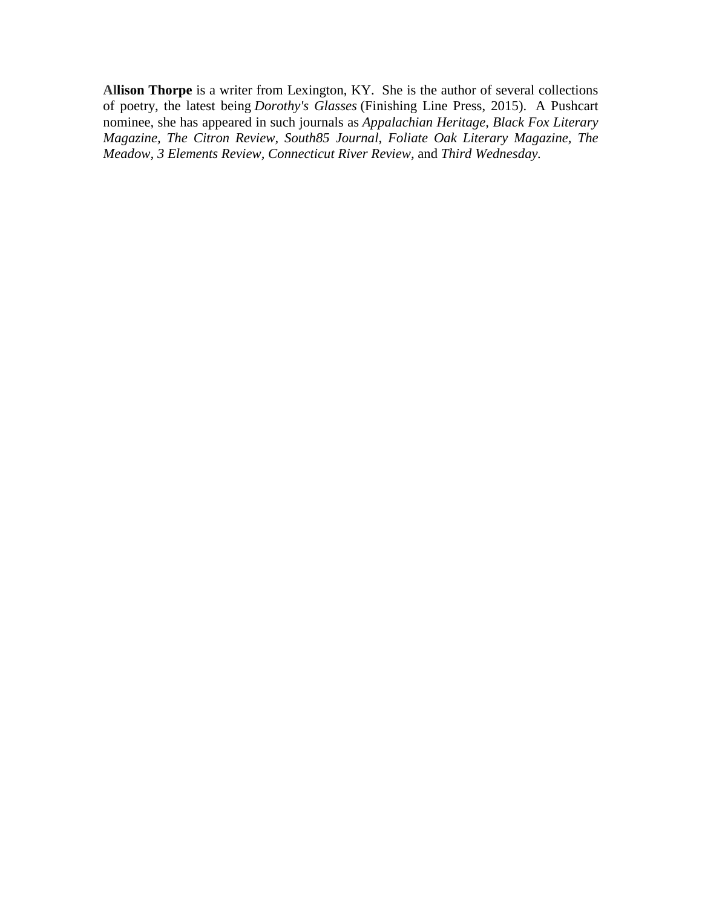**Allison Thorpe** is a writer from Lexington, KY.  She is the author of several collections of poetry, the latest being *Dorothy's Glasses* (Finishing Line Press, 2015).  A Pushcart nominee, she has appeared in such journals as *Appalachian Heritage, Black Fox Literary Magazine, The Citron Review, South85 Journal, Foliate Oak Literary Magazine, The Meadow, 3 Elements Review, Connecticut River Review,* and *Third Wednesday.*